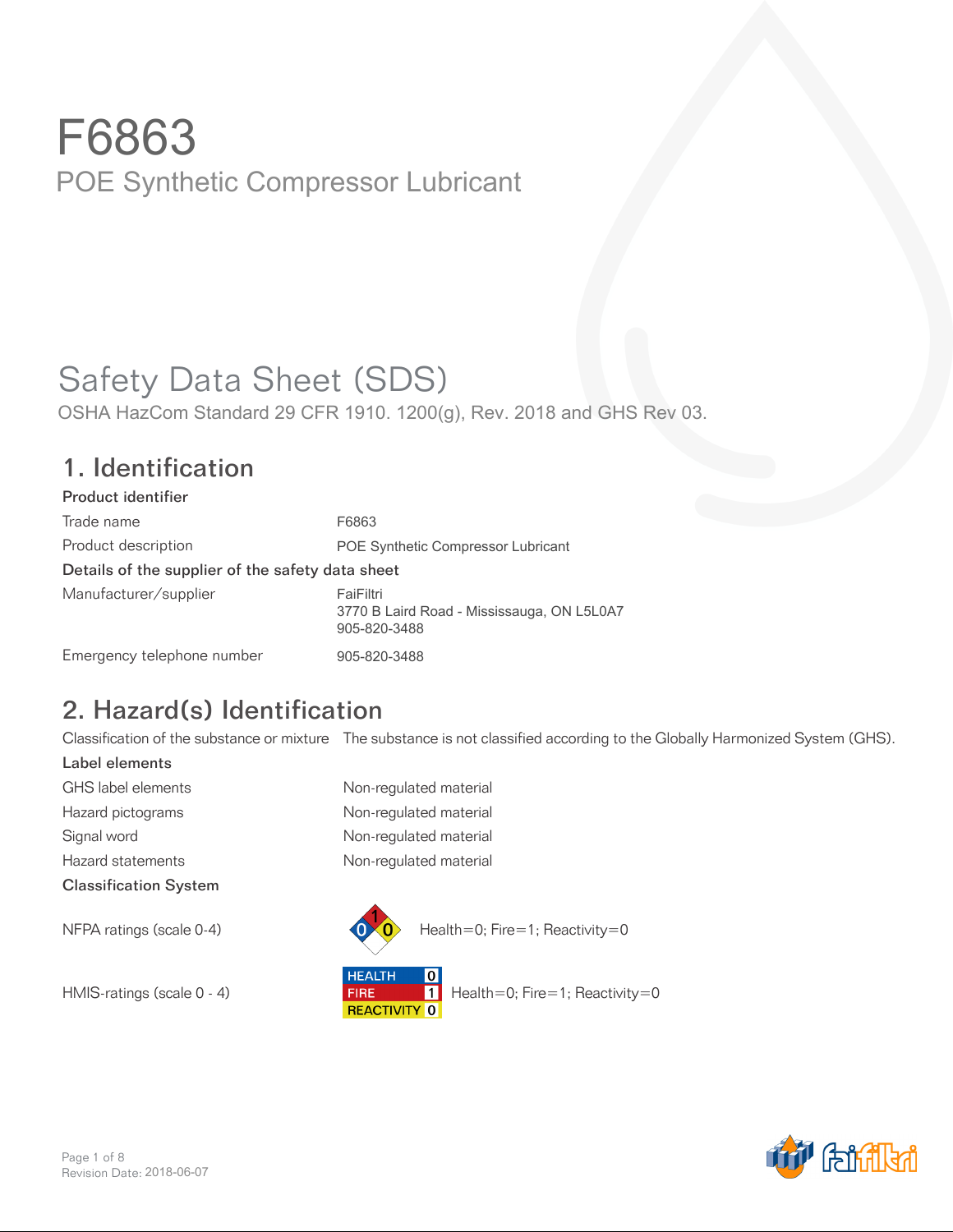# F6863

POE Synthetic Compressor Lubricant

# Safety Data Sheet (SDS)

OSHA HazCom Standard 29 CFR 1910. 1200(g), Rev. 2018 and GHS Rev 03.

## 1. Identification

**Product identifier**

| | |
|---|---|
| Trade name | F6863 |
| Product description | POE Synthetic Compressor Lubricant |

**Details of the supplier of the safety data sheet**

| | |
|---|---|
| Manufacturer/supplier | FaiFiltri<br>3770 B Laird Road - Mississauga, ON L5L0A7<br>905-820-3488 |
| Emergency telephone number | 905-820-3488 |

## 2. Hazard(s) Identification

| | |
|---|---|
| Classification of the substance or mixture | The substance is not classified according to the Globally Harmonized System (GHS). |

**Label elements**

| | |
|---|---|
| GHS label elements | Non-regulated material |
| Hazard pictograms | Non-regulated material |
| Signal word | Non-regulated material |
| Hazard statements | Non-regulated material |

**Classification System**

| | |
|---|---|
| NFPA ratings (scale 0-4) | Health=0; Fire=1; Reactivity=0 |
| HMIS-ratings (scale 0 - 4) | HEALTH 0<br>FIRE 1<br>REACTIVITY 0<br>Health=0; Fire=1; Reactivity=0 |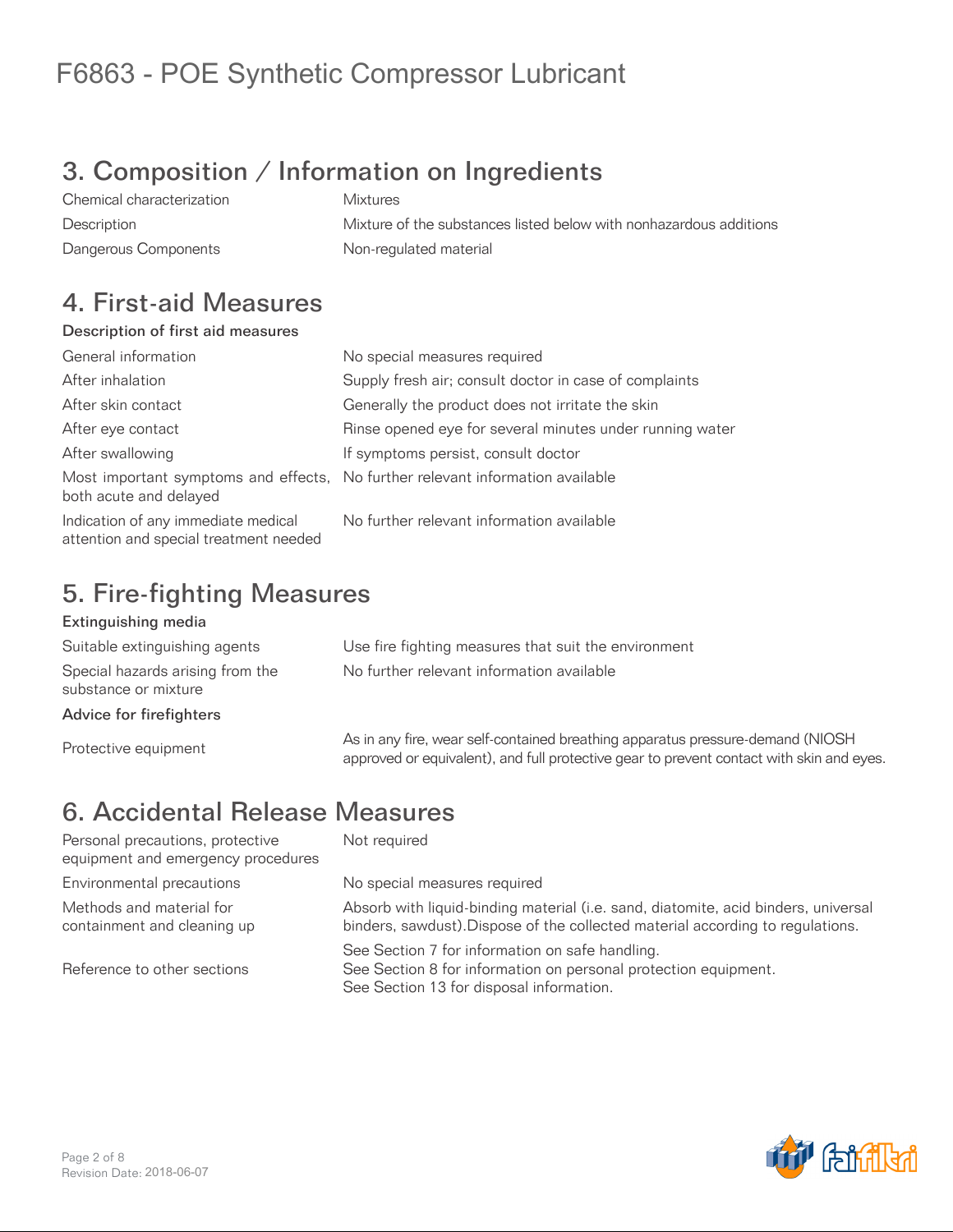# F6863 - POE Synthetic Compressor Lubricant

## 3. Composition / Information on Ingredients

| | |
|---|---|
| Chemical characterization | Mixtures |
| Description | Mixture of the substances listed below with nonhazardous additions |
| Dangerous Components | Non-regulated material |

## 4. First-aid Measures

### Description of first aid measures

| | |
|---|---|
| General information | No special measures required |
| After inhalation | Supply fresh air; consult doctor in case of complaints |
| After skin contact | Generally the product does not irritate the skin |
| After eye contact | Rinse opened eye for several minutes under running water |
| After swallowing | If symptoms persist, consult doctor |
| Most important symptoms and effects, both acute and delayed | No further relevant information available |
| Indication of any immediate medical attention and special treatment needed | No further relevant information available |

## 5. Fire-fighting Measures

### Extinguishing media

| | |
|---|---|
| Suitable extinguishing agents | Use fire fighting measures that suit the environment |
| Special hazards arising from the substance or mixture | No further relevant information available |

### Advice for firefighters

| | |
|---|---|
| Protective equipment | As in any fire, wear self-contained breathing apparatus pressure-demand (NIOSH approved or equivalent), and full protective gear to prevent contact with skin and eyes. |

## 6. Accidental Release Measures

| | |
|---|---|
| Personal precautions, protective equipment and emergency procedures | Not required |
| Environmental precautions | No special measures required |
| Methods and material for containment and cleaning up | Absorb with liquid-binding material (i.e. sand, diatomite, acid binders, universal binders, sawdust).Dispose of the collected material according to regulations. |
| Reference to other sections | See Section 7 for information on safe handling.<br>See Section 8 for information on personal protection equipment.<br>See Section 13 for disposal information. |

Revision Date: 2018-06-07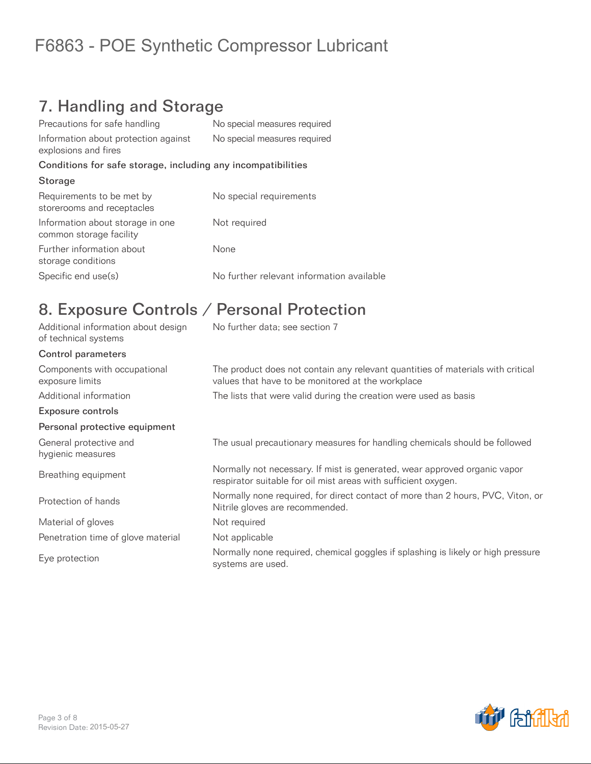## 7. Handling and Storage

| | |
|---|---|
| Precautions for safe handling | No special measures required |
| Information about protection against explosions and fires | No special measures required |

**Conditions for safe storage, including any incompatibilities**

**Storage**

| | |
|---|---|
| Requirements to be met by storerooms and receptacles | No special requirements |
| Information about storage in one common storage facility | Not required |
| Further information about storage conditions | None |
| Specific end use(s) | No further relevant information available |

## 8. Exposure Controls / Personal Protection

| | |
|---|---|
| Additional information about design of technical systems | No further data; see section 7 |

**Control parameters**

| | |
|---|---|
| Components with occupational exposure limits | The product does not contain any relevant quantities of materials with critical values that have to be monitored at the workplace |
| Additional information | The lists that were valid during the creation were used as basis |

**Exposure controls**

**Personal protective equipment**

| | |
|---|---|
| General protective and hygienic measures | The usual precautionary measures for handling chemicals should be followed |
| Breathing equipment | Normally not necessary. If mist is generated, wear approved organic vapor respirator suitable for oil mist areas with sufficient oxygen. |
| Protection of hands | Normally none required, for direct contact of more than 2 hours, PVC, Viton, or Nitrile gloves are recommended. |
| Material of gloves | Not required |
| Penetration time of glove material | Not applicable |
| Eye protection | Normally none required, chemical goggles if splashing is likely or high pressure systems are used. |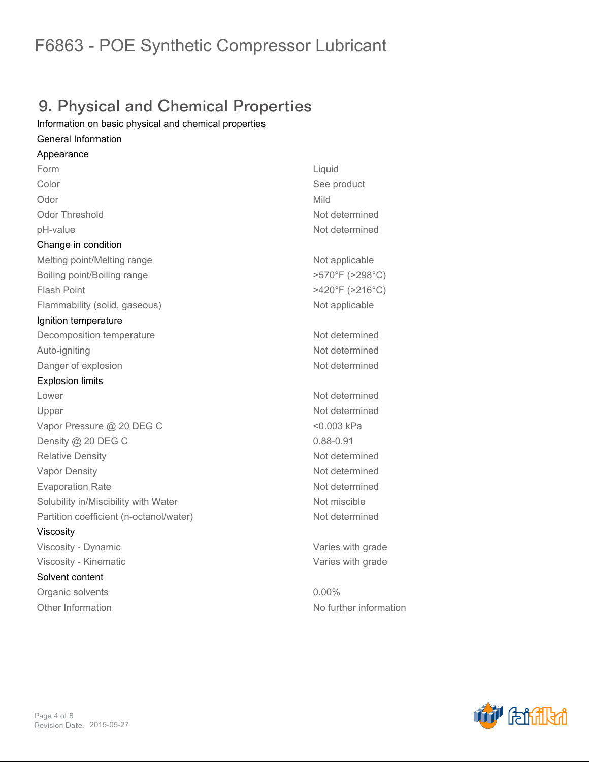# F6863 - POE Synthetic Compressor Lubricant

## 9. Physical and Chemical Properties

Information on basic physical and chemical properties

General Information

Appearance

| | |
|---|---|
| Form | Liquid |
| Color | See product |
| Odor | Mild |
| Odor Threshold | Not determined |
| pH-value | Not determined |

Change in condition

| | |
|---|---|
| Melting point/Melting range | Not applicable |
| Boiling point/Boiling range | >570°F (>298°C) |
| Flash Point | >420°F (>216°C) |
| Flammability (solid, gaseous) | Not applicable |

Ignition temperature

| | |
|---|---|
| Decomposition temperature | Not determined |
| Auto-igniting | Not determined |
| Danger of explosion | Not determined |

Explosion limits

| | |
|---|---|
| Lower | Not determined |
| Upper | Not determined |
| Vapor Pressure @ 20 DEG C | <0.003 kPa |
| Density @ 20 DEG C | 0.88-0.91 |
| Relative Density | Not determined |
| Vapor Density | Not determined |
| Evaporation Rate | Not determined |
| Solubility in/Miscibility with Water | Not miscible |
| Partition coefficient (n-octanol/water) | Not determined |

Viscosity

| | |
|---|---|
| Viscosity - Dynamic | Varies with grade |
| Viscosity - Kinematic | Varies with grade |

Solvent content

| | |
|---|---|
| Organic solvents | 0.00% |
| Other Information | No further information |

Revision Date: 2015-05-27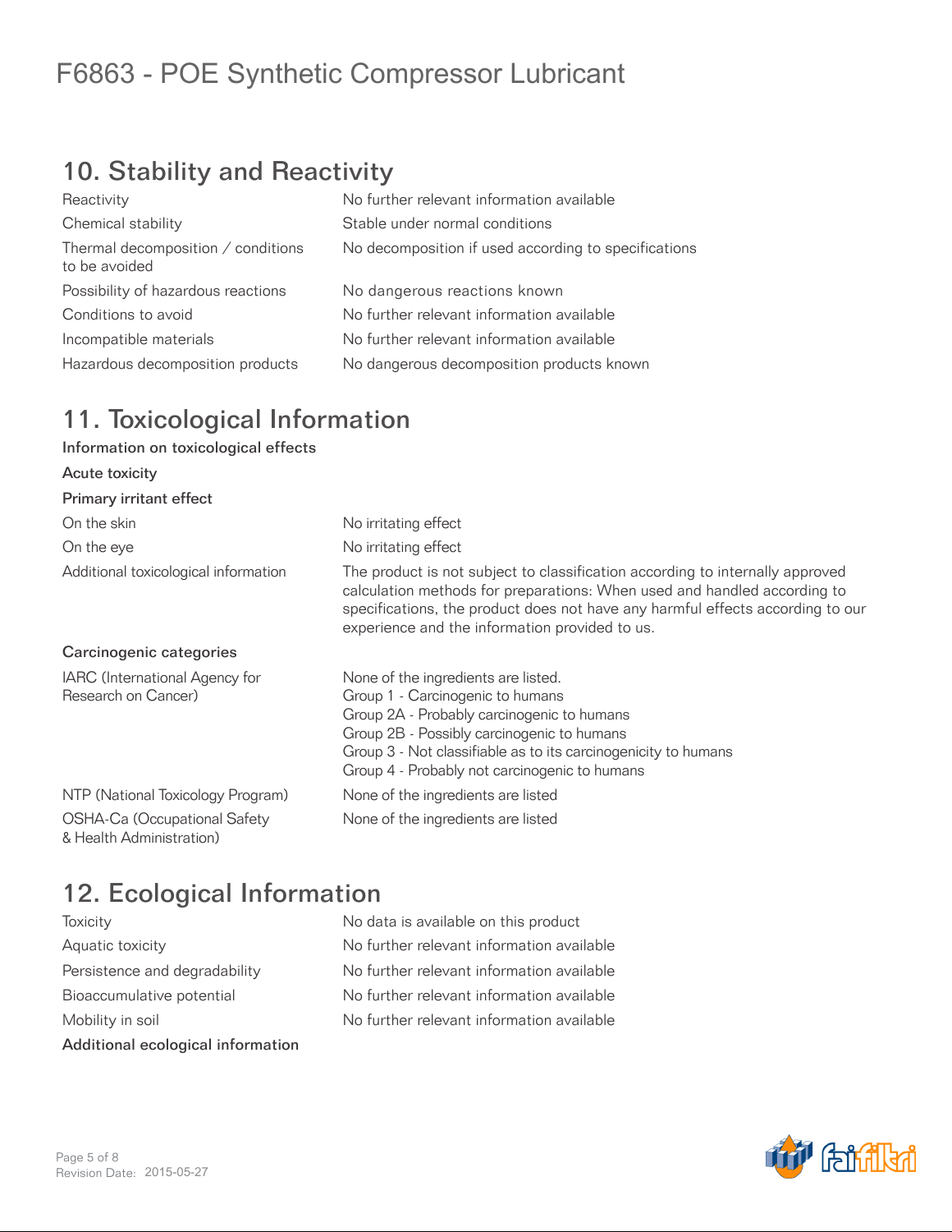## 10. Stability and Reactivity

| | |
|---|---|
| Reactivity | No further relevant information available |
| Chemical stability | Stable under normal conditions |
| Thermal decomposition / conditions to be avoided | No decomposition if used according to specifications |
| Possibility of hazardous reactions | No dangerous reactions known |
| Conditions to avoid | No further relevant information available |
| Incompatible materials | No further relevant information available |
| Hazardous decomposition products | No dangerous decomposition products known |

## 11. Toxicological Information

**Information on toxicological effects**

**Acute toxicity**

**Primary irritant effect**

| | |
|---|---|
| On the skin | No irritating effect |
| On the eye | No irritating effect |
| Additional toxicological information | The product is not subject to classification according to internally approved calculation methods for preparations: When used and handled according to specifications, the product does not have any harmful effects according to our experience and the information provided to us. |

**Carcinogenic categories**

| | |
|---|---|
| IARC (International Agency for Research on Cancer) | None of the ingredients are listed.<br>Group 1 - Carcinogenic to humans<br>Group 2A - Probably carcinogenic to humans<br>Group 2B - Possibly carcinogenic to humans<br>Group 3 - Not classifiable as to its carcinogenicity to humans<br>Group 4 - Probably not carcinogenic to humans |
| NTP (National Toxicology Program) | None of the ingredients are listed |
| OSHA-Ca (Occupational Safety & Health Administration) | None of the ingredients are listed |

## 12. Ecological Information

| | |
|---|---|
| Toxicity | No data is available on this product |
| Aquatic toxicity | No further relevant information available |
| Persistence and degradability | No further relevant information available |
| Bioaccumulative potential | No further relevant information available |
| Mobility in soil | No further relevant information available |

**Additional ecological information**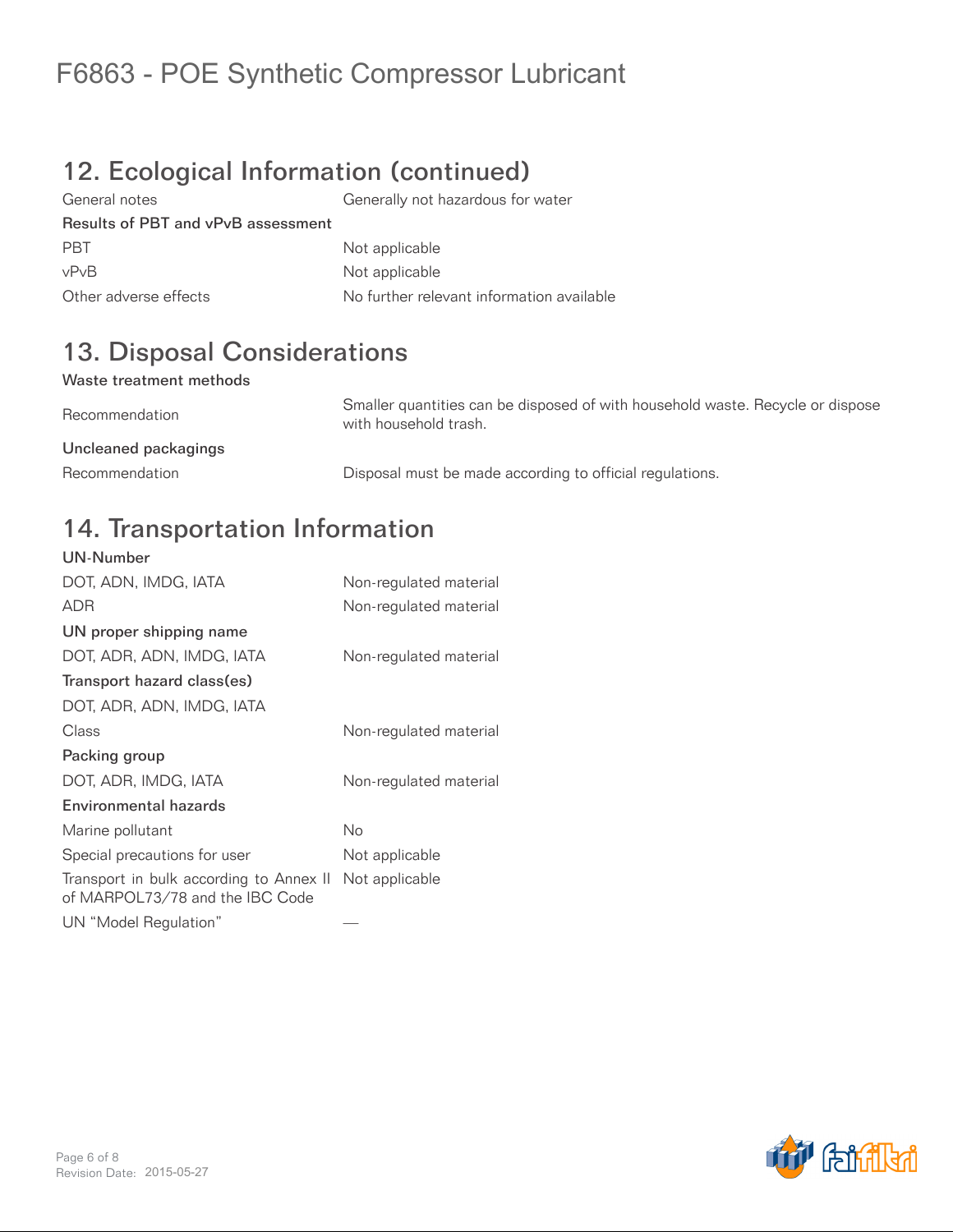# F6863 - POE Synthetic Compressor Lubricant

## 12. Ecological Information (continued)

| | |
|---|---|
| General notes | Generally not hazardous for water |
| **Results of PBT and vPvB assessment** | |
| PBT | Not applicable |
| vPvB | Not applicable |
| Other adverse effects | No further relevant information available |

## 13. Disposal Considerations

**Waste treatment methods**

| | |
|---|---|
| Recommendation | Smaller quantities can be disposed of with household waste. Recycle or dispose with household trash. |
| **Uncleaned packagings** | |
| Recommendation | Disposal must be made according to official regulations. |

## 14. Transportation Information

| | |
|---|---|
| **UN-Number** | |
| DOT, ADN, IMDG, IATA | Non-regulated material |
| ADR | Non-regulated material |
| **UN proper shipping name** | |
| DOT, ADR, ADN, IMDG, IATA | Non-regulated material |
| **Transport hazard class(es)** | |
| DOT, ADR, ADN, IMDG, IATA | |
| Class | Non-regulated material |
| **Packing group** | |
| DOT, ADR, IMDG, IATA | Non-regulated material |
| **Environmental hazards** | |
| Marine pollutant | No |
| Special precautions for user | Not applicable |
| Transport in bulk according to Annex II of MARPOL73/78 and the IBC Code | Not applicable |
| UN "Model Regulation" | — |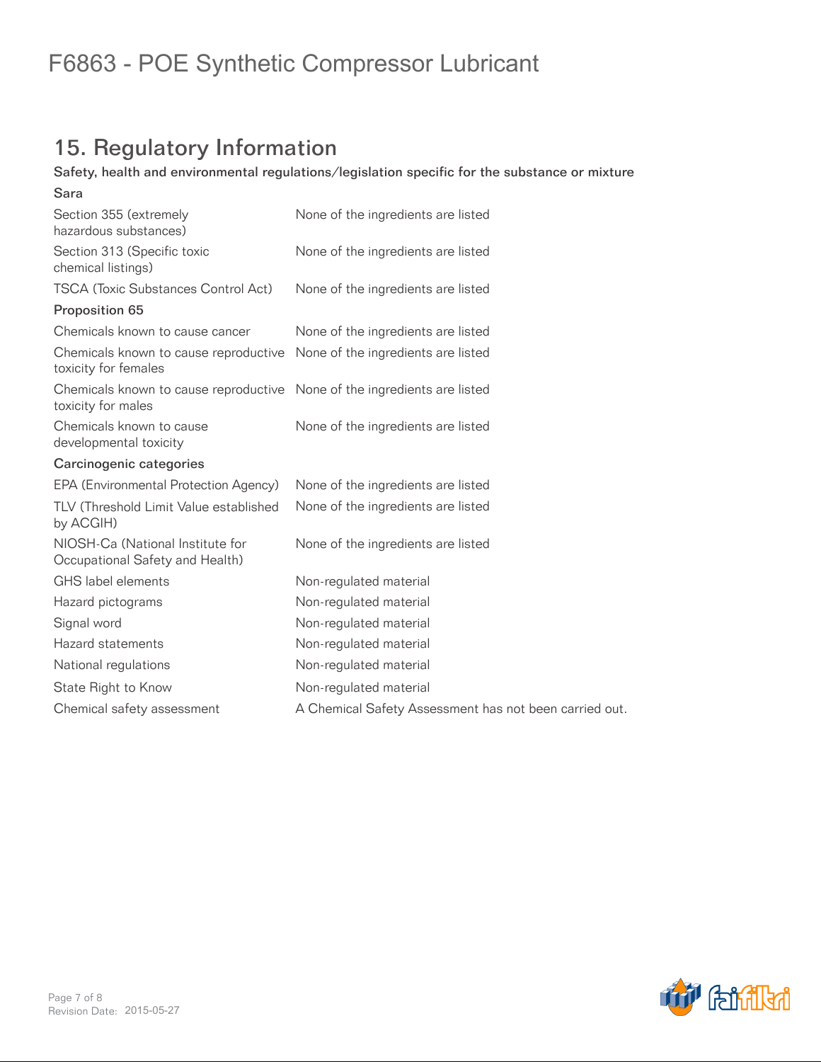## 15. Regulatory Information

**Safety, health and environmental regulations/legislation specific for the substance or mixture**

**Sara**

| | |
|---|---|
| Section 355 (extremely hazardous substances) | None of the ingredients are listed |
| Section 313 (Specific toxic chemical listings) | None of the ingredients are listed |
| TSCA (Toxic Substances Control Act) | None of the ingredients are listed |

**Proposition 65**

| | |
|---|---|
| Chemicals known to cause cancer | None of the ingredients are listed |
| Chemicals known to cause reproductive toxicity for females | None of the ingredients are listed |
| Chemicals known to cause reproductive toxicity for males | None of the ingredients are listed |
| Chemicals known to cause developmental toxicity | None of the ingredients are listed |

**Carcinogenic categories**

| | |
|---|---|
| EPA (Environmental Protection Agency) | None of the ingredients are listed |
| TLV (Threshold Limit Value established by ACGIH) | None of the ingredients are listed |
| NIOSH-Ca (National Institute for Occupational Safety and Health) | None of the ingredients are listed |
| GHS label elements | Non-regulated material |
| Hazard pictograms | Non-regulated material |
| Signal word | Non-regulated material |
| Hazard statements | Non-regulated material |
| National regulations | Non-regulated material |
| State Right to Know | Non-regulated material |
| Chemical safety assessment | A Chemical Safety Assessment has not been carried out. |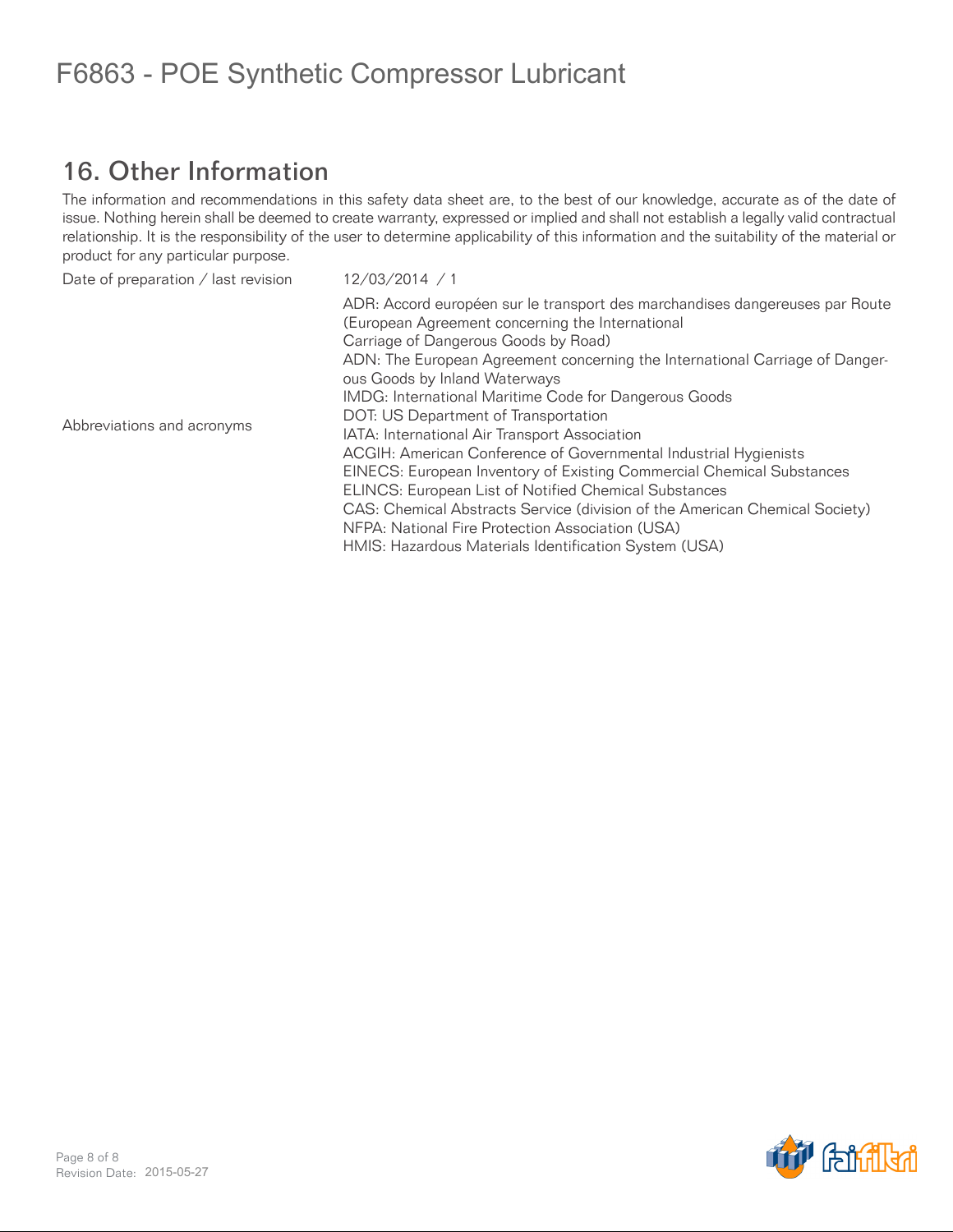## 16. Other Information

The information and recommendations in this safety data sheet are, to the best of our knowledge, accurate as of the date of issue. Nothing herein shall be deemed to create warranty, expressed or implied and shall not establish a legally valid contractual relationship. It is the responsibility of the user to determine applicability of this information and the suitability of the material or product for any particular purpose.

| | |
|---|---|
| Date of preparation / last revision | 12/03/2014 / 1 |
| Abbreviations and acronyms | ADR: Accord européen sur le transport des marchandises dangereuses par Route (European Agreement concerning the International Carriage of Dangerous Goods by Road)<br>ADN: The European Agreement concerning the International Carriage of Dangerous Goods by Inland Waterways<br>IMDG: International Maritime Code for Dangerous Goods<br>DOT: US Department of Transportation<br>IATA: International Air Transport Association<br>ACGIH: American Conference of Governmental Industrial Hygienists<br>EINECS: European Inventory of Existing Commercial Chemical Substances<br>ELINCS: European List of Notified Chemical Substances<br>CAS: Chemical Abstracts Service (division of the American Chemical Society)<br>NFPA: National Fire Protection Association (USA)<br>HMIS: Hazardous Materials Identification System (USA) |